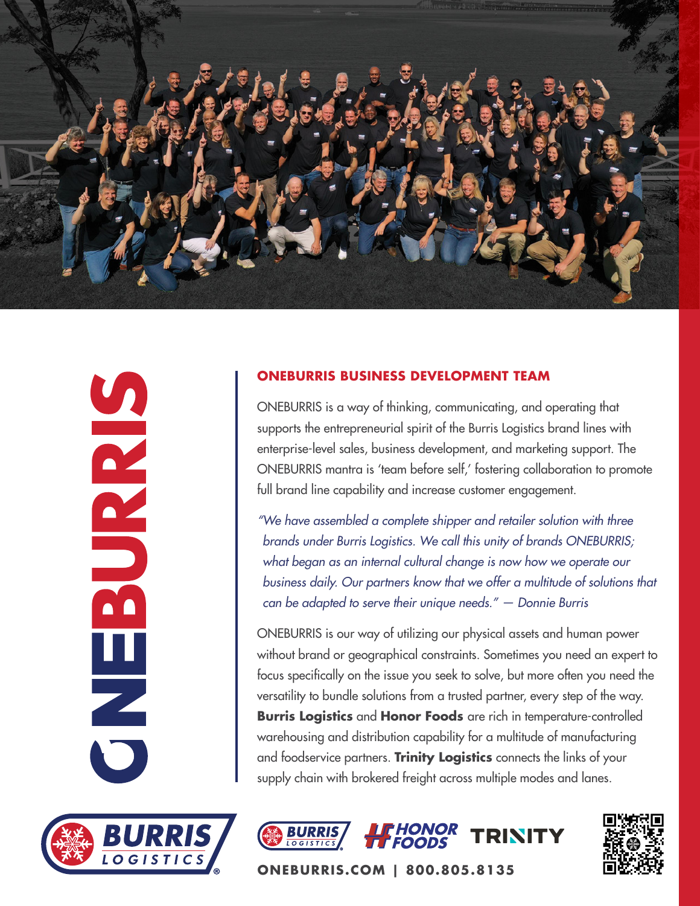ONEBURRIS

## ONEBURRIS BUSINESS DEVELOPMENT TEAM

ONEBURRIS is a way of thinking, communicating, and operating that supports the entrepreneurial spirit of the Burris Logistics brand lines with enterprise-level sales, business development, and marketing support. The ONEBURRIS mantra is 'team before self,' fostering collaboration to promote full brand line capability and increase customer engagement.

*"We have assembled a complete shipper and retailer solution with three brands under Burris Logistics. We call this unity of brands ONEBURRIS; what began as an internal cultural change is now how we operate our business daily. Our partners know that we offer a multitude of solutions that can be adapted to serve their unique needs." — Donnie Burris*

ONEBURRIS is our way of utilizing our physical assets and human power without brand or geographical constraints. Sometimes you need an expert to focus specifically on the issue you seek to solve, but more often you need the versatility to bundle solutions from a trusted partner, every step of the way. **Burris Logistics** and **Honor Foods** are rich in temperature-controlled warehousing and distribution capability for a multitude of manufacturing and foodservice partners. **Trinity Logistics** connects the links of your supply chain with brokered freight across multiple modes and lanes.

BURRIS LOGISTICS

BURRIS LOGISTICS | HONOR FOODS | TRINITY

**ONEBURRIS.COM | 800.805.8135**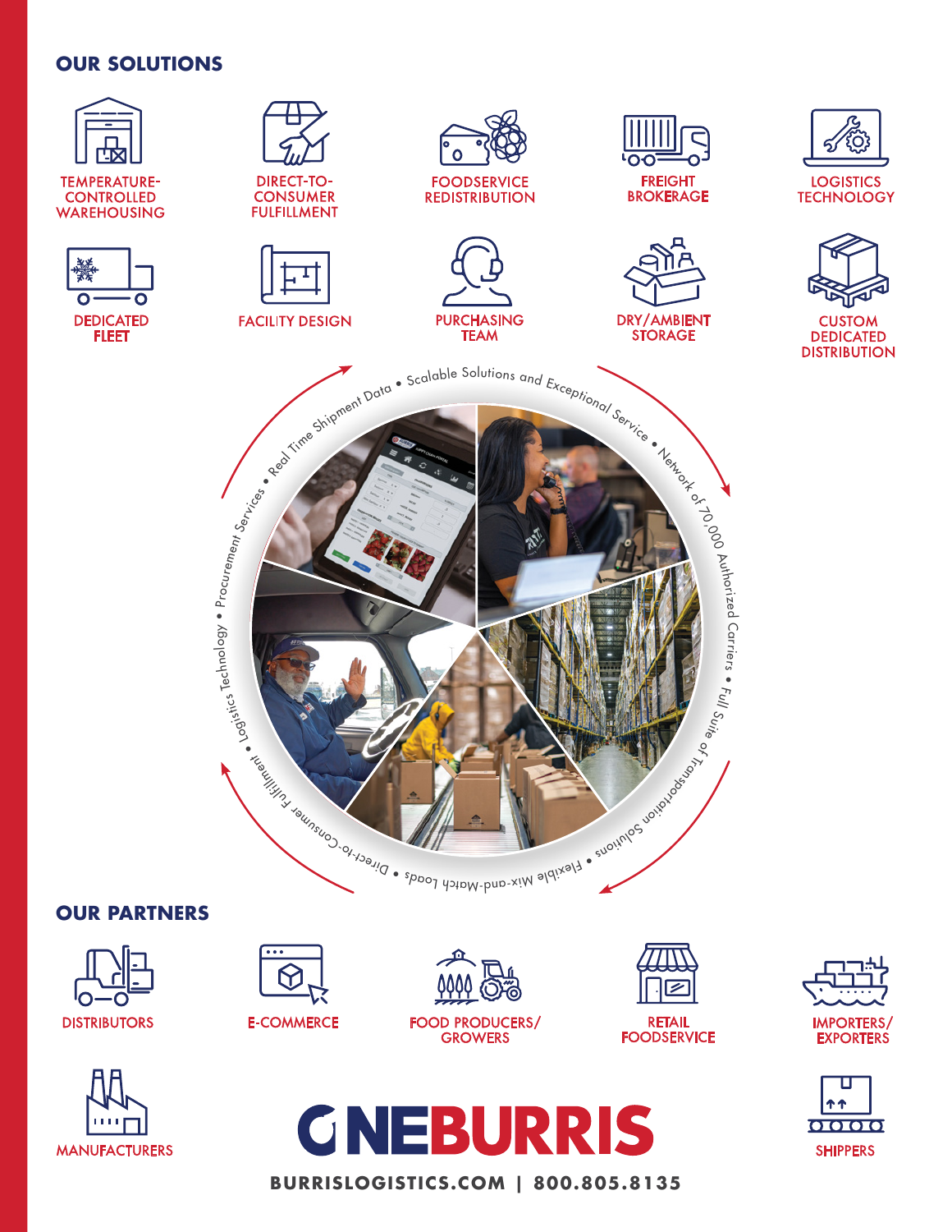## OUR SOLUTIONS

- TEMPERATURE-CONTROLLED WAREHOUSING
- DIRECT-TO-CONSUMER FULFILLMENT
- FOODSERVICE REDISTRIBUTION
- FREIGHT BROKERAGE
- LOGISTICS TECHNOLOGY
- DEDICATED FLEET
- FACILITY DESIGN
- PURCHASING TEAM
- DRY/AMBIENT STORAGE
- CUSTOM DEDICATED DISTRIBUTION

Scalable Solutions and Exceptional Service • Network of 70,000 Authorized Carriers • Full Suite of Transportation Solutions • Flexible Mix-and-Match Loads • Direct-to-Consumer Fulfillment • Logistics Technology • Procurement Services • Real Time Shipment Data

## OUR PARTNERS

- DISTRIBUTORS
- E-COMMERCE
- FOOD PRODUCERS/ GROWERS
- RETAIL FOODSERVICE
- IMPORTERS/ EXPORTERS
- MANUFACTURERS
- SHIPPERS

ONEBURRIS

BURRISLOGISTICS.COM | 800.805.8135